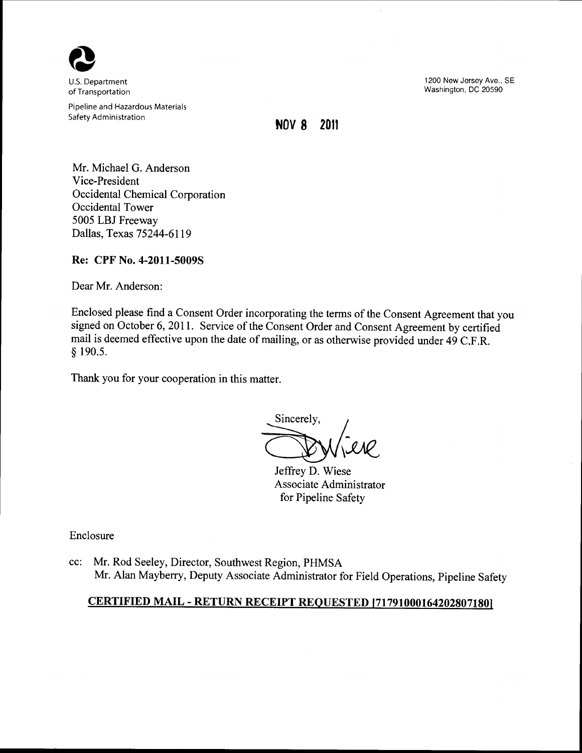U.S. Department of Transportation

Pipeline and Hazardous Materials Safety Administration

1200 New Jersey Ave., SE
Washington, DC 20590

**NOV 8 2011**

Mr. Michael G. Anderson
Vice-President
Occidental Chemical Corporation
Occidental Tower
5005 LBJ Freeway
Dallas, Texas 75244-6119

**Re: CPF No. 4-2011-5009S**

Dear Mr. Anderson:

Enclosed please find a Consent Order incorporating the terms of the Consent Agreement that you signed on October 6, 2011. Service of the Consent Order and Consent Agreement by certified mail is deemed effective upon the date of mailing, or as otherwise provided under 49 C.F.R. § 190.5.

Thank you for your cooperation in this matter.

Sincerely,

Jeffrey D. Wiese
Associate Administrator
for Pipeline Safety

Enclosure

cc: Mr. Rod Seeley, Director, Southwest Region, PHMSA
Mr. Alan Mayberry, Deputy Associate Administrator for Field Operations, Pipeline Safety

**CERTIFIED MAIL - RETURN RECEIPT REQUESTED [71791000164202807180]**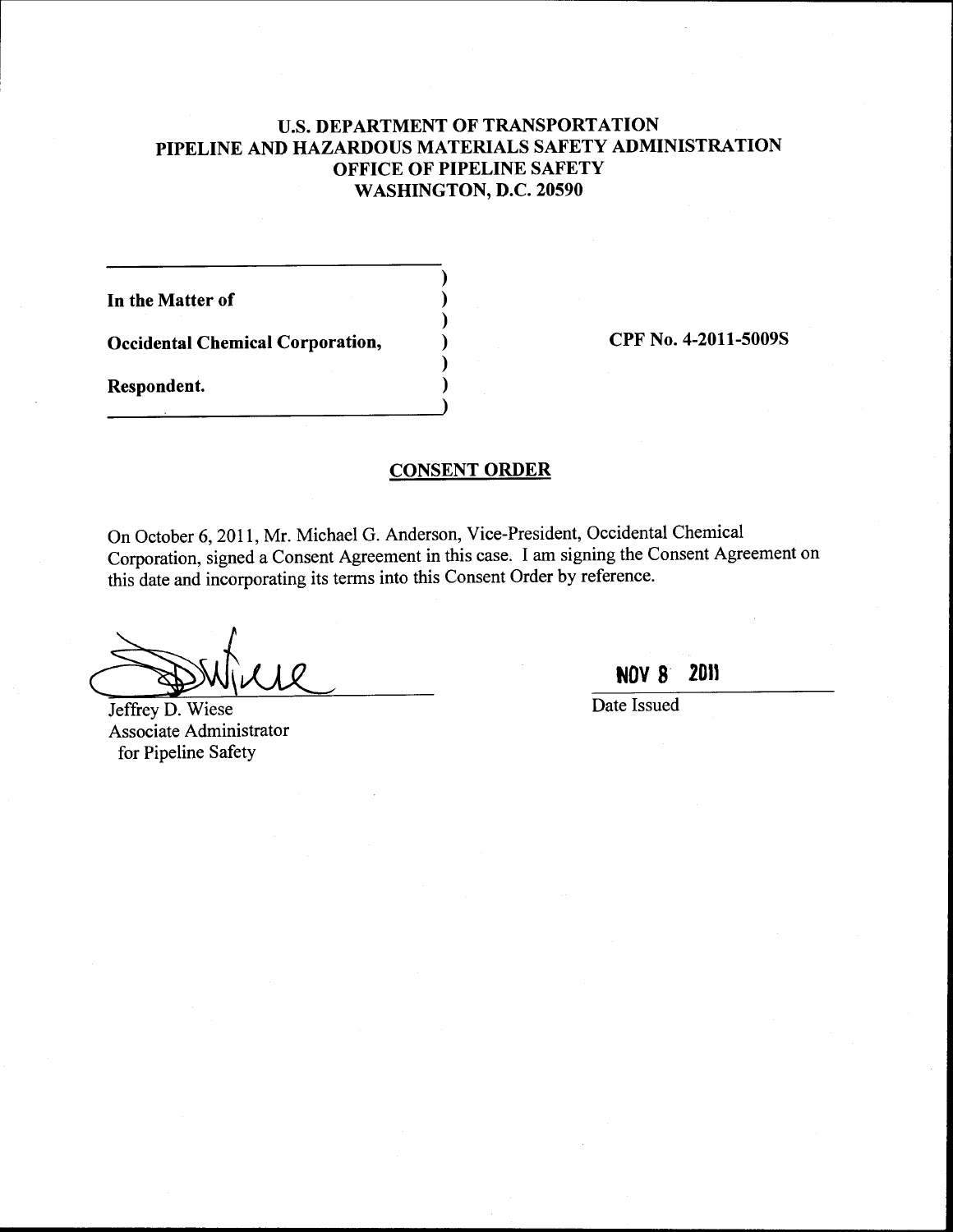**U.S. DEPARTMENT OF TRANSPORTATION**
**PIPELINE AND HAZARDOUS MATERIALS SAFETY ADMINISTRATION**
**OFFICE OF PIPELINE SAFETY**
**WASHINGTON, D.C. 20590**

| | | |
|---|---|---|
| **In the Matter of** | ) | |
| | ) | |
| **Occidental Chemical Corporation,** | ) | **CPF No. 4-2011-5009S** |
| | ) | |
| **Respondent.** | ) | |

## CONSENT ORDER

On October 6, 2011, Mr. Michael G. Anderson, Vice-President, Occidental Chemical Corporation, signed a Consent Agreement in this case. I am signing the Consent Agreement on this date and incorporating its terms into this Consent Order by reference.

Jeffrey D. Wiese
Associate Administrator
for Pipeline Safety

NOV 8 2011
Date Issued